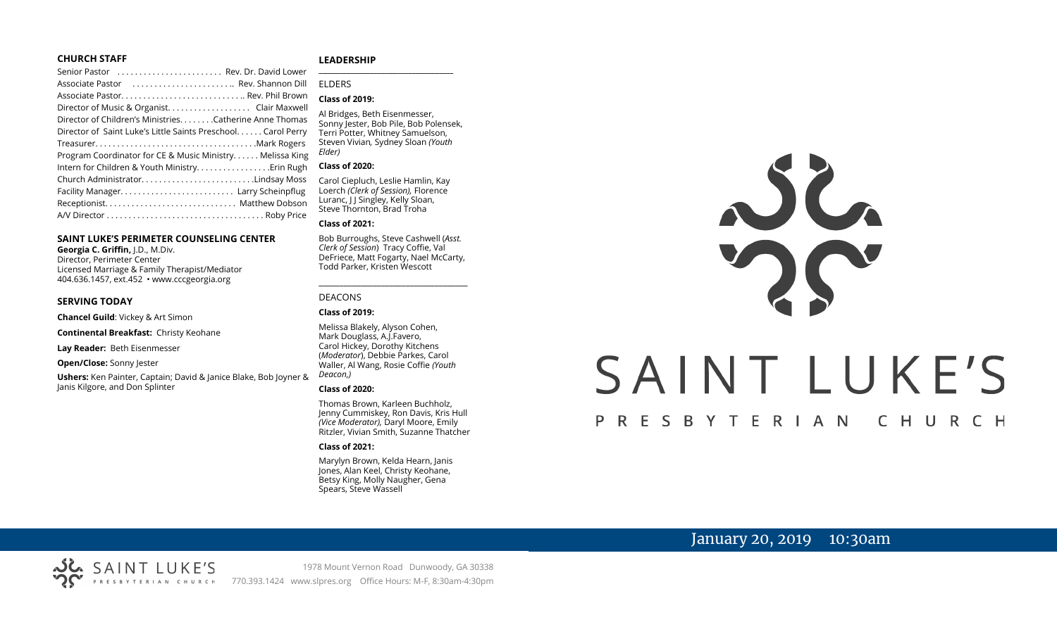### CHURCH STAFF

Senior Pastor . . . . . . . . . . . . . . . . . . . . . . . . Rev. Dr. David Lower
Associate Pastor . . . . . . . . . . . . . . . . . . . . . . .. Rev. Shannon Dill
Associate Pastor. . . . . . . . . . . . . . . . . . . . . . . . . . .. Rev. Phil Brown
Director of Music & Organist. . . . . . . . . . . . . . . . . . . Clair Maxwell
Director of Children's Ministries. . . . . . . .Catherine Anne Thomas
Director of Saint Luke's Little Saints Preschool. . . . . . Carol Perry
Treasurer. . . . . . . . . . . . . . . . . . . . . . . . . . . . . . . . . . . .Mark Rogers
Program Coordinator for CE & Music Ministry. . . . . . Melissa King
Intern for Children & Youth Ministry. . . . . . . . . . . . . . . . .Erin Rugh
Church Administrator. . . . . . . . . . . . . . . . . . . . . . . . . .Lindsay Moss
Facility Manager. . . . . . . . . . . . . . . . . . . . . . . . . Larry Scheinpflug
Receptionist. . . . . . . . . . . . . . . . . . . . . . . . . . . . . Matthew Dobson
A/V Director . . . . . . . . . . . . . . . . . . . . . . . . . . . . . . . . . . . Roby Price

### SAINT LUKE'S PERIMETER COUNSELING CENTER

**Georgia C. Griffin,** J.D., M.Div.
Director, Perimeter Center
Licensed Marriage & Family Therapist/Mediator
404.636.1457, ext.452 • www.cccgeorgia.org

### SERVING TODAY

**Chancel Guild**: Vickey & Art Simon

**Continental Breakfast:** Christy Keohane

**Lay Reader:** Beth Eisenmesser

**Open/Close:** Sonny Jester

**Ushers:** Ken Painter, Captain; David & Janice Blake, Bob Joyner & Janis Kilgore, and Don Splinter

### LEADERSHIP

ELDERS

**Class of 2019:**

Al Bridges, Beth Eisenmesser, Sonny Jester, Bob Pile, Bob Polensek, Terri Potter, Whitney Samuelson, Steven Vivian*,* Sydney Sloan *(Youth Elder)*

**Class of 2020:**

Carol Ciepluch, Leslie Hamlin, Kay Loerch *(Clerk of Session),* Florence Luranc, J J Singley, Kelly Sloan, Steve Thornton, Brad Troha

**Class of 2021:**

Bob Burroughs, Steve Cashwell (*Asst. Clerk of Session*) Tracy Coffie, Val DeFriece, Matt Fogarty, Nael McCarty, Todd Parker, Kristen Wescott

DEACONS

**Class of 2019:**

Melissa Blakely, Alyson Cohen, Mark Douglass, A.J.Favero, Carol Hickey, Dorothy Kitchens (*Moderator*), Debbie Parkes, Carol Waller, Al Wang, Rosie Coffie *(Youth Deacon,)*

**Class of 2020:**

Thomas Brown, Karleen Buchholz, Jenny Cummiskey, Ron Davis, Kris Hull *(Vice Moderator),* Daryl Moore, Emily Ritzler, Vivian Smith, Suzanne Thatcher

**Class of 2021:**

Marylyn Brown, Kelda Hearn, Janis Jones, Alan Keel, Christy Keohane, Betsy King, Molly Naugher, Gena Spears, Steve Wassell

# SAINT LUKE'S
## PRESBYTERIAN CHURCH

January 20, 2019 10:30am

SAINT LUKE'S PRESBYTERIAN CHURCH
1978 Mount Vernon Road Dunwoody, GA 30338
770.393.1424 www.slpres.org Office Hours: M-F, 8:30am-4:30pm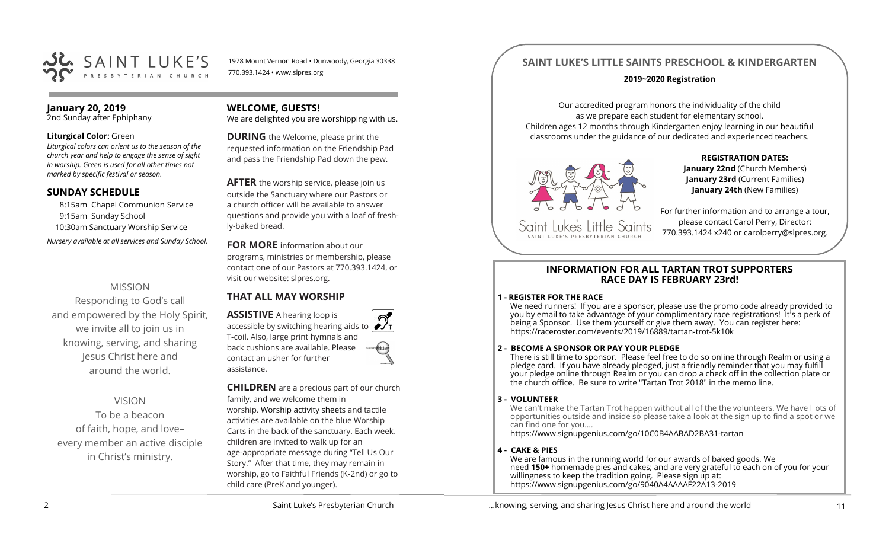SAINT LUKE'S PRESBYTERIAN CHURCH

1978 Mount Vernon Road • Dunwoody, Georgia 30338
770.393.1424 • www.slpres.org

**January 20, 2019**
2nd Sunday after Ephiphany

**Liturgical Color:** Green
*Liturgical colors can orient us to the season of the church year and help to engage the sense of sight in worship. Green is used for all other times not marked by specific festival or season.*

## SUNDAY SCHEDULE

8:15am Chapel Communion Service
9:15am Sunday School
10:30am Sanctuary Worship Service

*Nursery available at all services and Sunday School.*

MISSION

Responding to God's call and empowered by the Holy Spirit, we invite all to join us in knowing, serving, and sharing Jesus Christ here and around the world.

VISION

To be a beacon of faith, hope, and love– every member an active disciple in Christ's ministry.

## WELCOME, GUESTS!

We are delighted you are worshipping with us.

**DURING** the Welcome, please print the requested information on the Friendship Pad and pass the Friendship Pad down the pew.

**AFTER** the worship service, please join us outside the Sanctuary where our Pastors or a church officer will be available to answer questions and provide you with a loaf of freshly-baked bread.

**FOR MORE** information about our programs, ministries or membership, please contact one of our Pastors at 770.393.1424, or visit our website: slpres.org.

## THAT ALL MAY WORSHIP

**ASSISTIVE** A hearing loop is accessible by switching hearing aids to T-coil. Also, large print hymnals and back cushions are available. Please contact an usher for further assistance.

**CHILDREN** are a precious part of our church family, and we welcome them in worship. Worship activity sheets and tactile activities are available on the blue Worship Carts in the back of the sanctuary. Each week, children are invited to walk up for an age-appropriate message during "Tell Us Our Story." After that time, they may remain in worship, go to Faithful Friends (K-2nd) or go to child care (PreK and younger).

## SAINT LUKE'S LITTLE SAINTS PRESCHOOL & KINDERGARTEN

**2019~2020 Registration**

Our accredited program honors the individuality of the child as we prepare each student for elementary school. Children ages 12 months through Kindergarten enjoy learning in our beautiful classrooms under the guidance of our dedicated and experienced teachers.

Saint Luke's Little Saints
SAINT LUKE'S PRESBYTERIAN CHURCH

**REGISTRATION DATES:**
**January 22nd** (Church Members)
**January 23rd** (Current Families)
**January 24th** (New Families)

For further information and to arrange a tour, please contact Carol Perry, Director: 770.393.1424 x240 or carolperry@slpres.org.

## INFORMATION FOR ALL TARTAN TROT SUPPORTERS
## RACE DAY IS FEBRUARY 23rd!

**1 - REGISTER FOR THE RACE**
We need runners! If you are a sponsor, please use the promo code already provided to you by email to take advantage of your complimentary race registrations! It's a perk of being a Sponsor. Use them yourself or give them away. You can register here: https://raceroster.com/events/2019/16889/tartan-trot-5k10k

**2 - BECOME A SPONSOR OR PAY YOUR PLEDGE**
There is still time to sponsor. Please feel free to do so online through Realm or using a pledge card. If you have already pledged, just a friendly reminder that you may fulfill your pledge online through Realm or you can drop a check off in the collection plate or the church office. Be sure to write "Tartan Trot 2018" in the memo line.

**3 - VOLUNTEER**
We can't make the Tartan Trot happen without all of the the volunteers. We have l ots of opportunities outside and inside so please take a look at the sign up to find a spot or we can find one for you….
https://www.signupgenius.com/go/10C0B4AABAD2BA31-tartan

**4 - CAKE & PIES**
We are famous in the running world for our awards of baked goods. We need **150+** homemade pies and cakes; and are very grateful to each on of you for your willingness to keep the tradition going. Please sign up at: https://www.signupgenius.com/go/9040A4AAAAF22A13-2019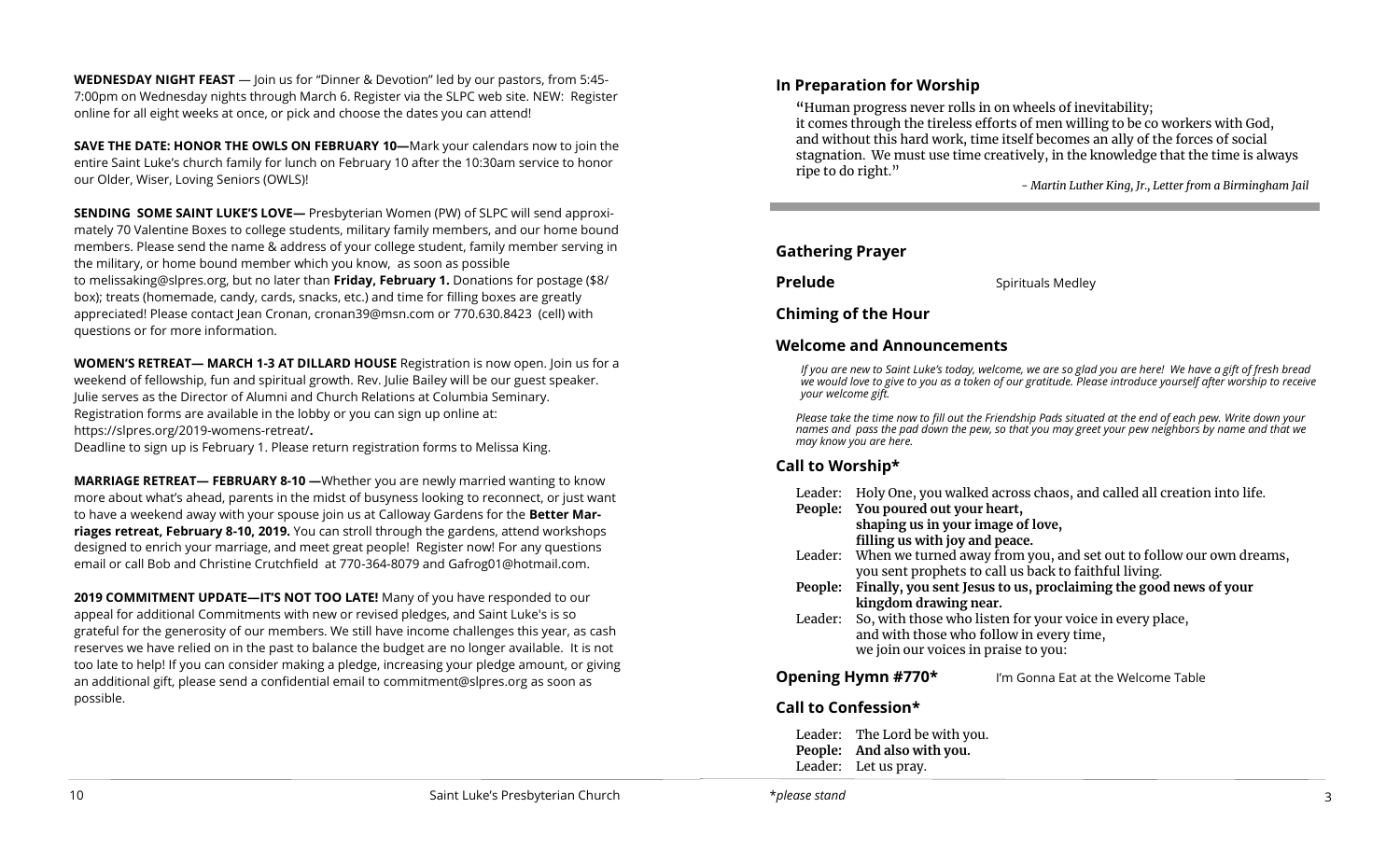**WEDNESDAY NIGHT FEAST** — Join us for "Dinner & Devotion" led by our pastors, from 5:45-7:00pm on Wednesday nights through March 6. Register via the SLPC web site. NEW: Register online for all eight weeks at once, or pick and choose the dates you can attend!

**SAVE THE DATE: HONOR THE OWLS ON FEBRUARY 10—**Mark your calendars now to join the entire Saint Luke's church family for lunch on February 10 after the 10:30am service to honor our Older, Wiser, Loving Seniors (OWLS)!

**SENDING SOME SAINT LUKE'S LOVE—** Presbyterian Women (PW) of SLPC will send approximately 70 Valentine Boxes to college students, military family members, and our home bound members. Please send the name & address of your college student, family member serving in the military, or home bound member which you know, as soon as possible to melissaking@slpres.org, but no later than **Friday, February 1.** Donations for postage ($8/box); treats (homemade, candy, cards, snacks, etc.) and time for filling boxes are greatly appreciated! Please contact Jean Cronan, cronan39@msn.com or 770.630.8423 (cell) with questions or for more information.

**WOMEN'S RETREAT— MARCH 1-3 AT DILLARD HOUSE** Registration is now open. Join us for a weekend of fellowship, fun and spiritual growth. Rev. Julie Bailey will be our guest speaker. Julie serves as the Director of Alumni and Church Relations at Columbia Seminary. Registration forms are available in the lobby or you can sign up online at: https://slpres.org/2019-womens-retreat/**.**
Deadline to sign up is February 1. Please return registration forms to Melissa King.

**MARRIAGE RETREAT— FEBRUARY 8-10 —**Whether you are newly married wanting to know more about what's ahead, parents in the midst of busyness looking to reconnect, or just want to have a weekend away with your spouse join us at Calloway Gardens for the **Better Marriages retreat, February 8-10, 2019.** You can stroll through the gardens, attend workshops designed to enrich your marriage, and meet great people! Register now! For any questions email or call Bob and Christine Crutchfield at 770-364-8079 and Gafrog01@hotmail.com.

**2019 COMMITMENT UPDATE—IT'S NOT TOO LATE!** Many of you have responded to our appeal for additional Commitments with new or revised pledges, and Saint Luke's is so grateful for the generosity of our members. We still have income challenges this year, as cash reserves we have relied on in the past to balance the budget are no longer available. It is not too late to help! If you can consider making a pledge, increasing your pledge amount, or giving an additional gift, please send a confidential email to commitment@slpres.org as soon as possible.

## In Preparation for Worship

"Human progress never rolls in on wheels of inevitability;
it comes through the tireless efforts of men willing to be co workers with God,
and without this hard work, time itself becomes an ally of the forces of social stagnation. We must use time creatively, in the knowledge that the time is always ripe to do right."

*- Martin Luther King, Jr., Letter from a Birmingham Jail*

---

## Gathering Prayer

**Prelude** Spirituals Medley

## Chiming of the Hour

## Welcome and Announcements

*If you are new to Saint Luke's today, welcome, we are so glad you are here! We have a gift of fresh bread we would love to give to you as a token of our gratitude. Please introduce yourself after worship to receive your welcome gift.*

*Please take the time now to fill out the Friendship Pads situated at the end of each pew. Write down your names and pass the pad down the pew, so that you may greet your pew neighbors by name and that we may know you are here.*

## Call to Worship*

Leader: Holy One, you walked across chaos, and called all creation into life.
**People: You poured out your heart,**
**shaping us in your image of love,**
**filling us with joy and peace.**
Leader: When we turned away from you, and set out to follow our own dreams, you sent prophets to call us back to faithful living.
**People: Finally, you sent Jesus to us, proclaiming the good news of your kingdom drawing near.**
Leader: So, with those who listen for your voice in every place,
and with those who follow in every time,
we join our voices in praise to you:

**Opening Hymn #770*** I'm Gonna Eat at the Welcome Table

## Call to Confession*

Leader: The Lord be with you.
**People: And also with you.**
Leader: Let us pray.

*please stand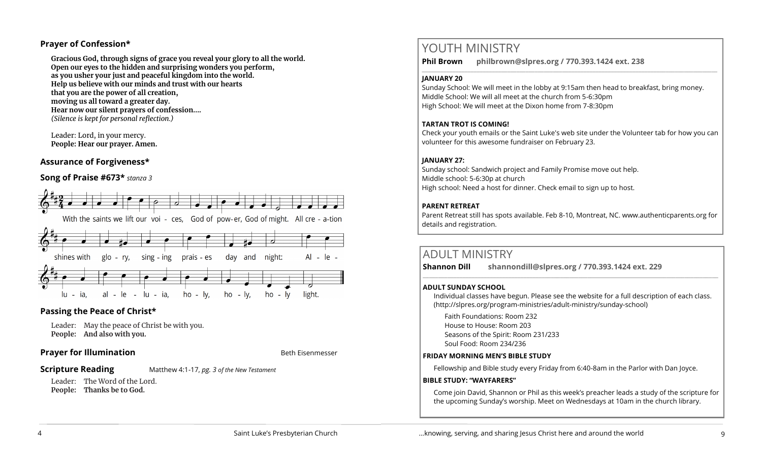## Prayer of Confession*

**Gracious God, through signs of grace you reveal your glory to all the world.**
**Open our eyes to the hidden and surprising wonders you perform,**
**as you usher your just and peaceful kingdom into the world.**
**Help us believe with our minds and trust with our hearts**
**that you are the power of all creation,**
**moving us all toward a greater day.**
**Hear now our silent prayers of confession....**
*(Silence is kept for personal reflection.)*

Leader: Lord, in your mercy.
**People: Hear our prayer. Amen.**

## Assurance of Forgiveness*

## Song of Praise #673* *stanza 3*

With the saints we lift our voi - ces, God of pow-er, God of might. All cre - a-tion shines with glo - ry, sing - ing prais - es day and night: Al - le - lu - ia, al - le - lu - ia, ho - ly, ho - ly, ho - ly light.

## Passing the Peace of Christ*

Leader: May the peace of Christ be with you.
**People: And also with you.**

## Prayer for Illumination

Beth Eisenmesser

## Scripture Reading

Matthew 4:1-17, *pg. 3 of the New Testament*

Leader: The Word of the Lord.
**People: Thanks be to God.**

# YOUTH MINISTRY

**Phil Brown philbrown@slpres.org / 770.393.1424 ext. 238**

**JANUARY 20**

Sunday School: We will meet in the lobby at 9:15am then head to breakfast, bring money.
Middle School: We will all meet at the church from 5-6:30pm
High School: We will meet at the Dixon home from 7-8:30pm

**TARTAN TROT IS COMING!**

Check your youth emails or the Saint Luke's web site under the Volunteer tab for how you can volunteer for this awesome fundraiser on February 23.

**JANUARY 27:**

Sunday school: Sandwich project and Family Promise move out help.
Middle school: 5-6:30p at church
High school: Need a host for dinner. Check email to sign up to host.

**PARENT RETREAT**

Parent Retreat still has spots available. Feb 8-10, Montreat, NC. www.authenticparents.org for details and registration.

# ADULT MINISTRY

**Shannon Dill shannondill@slpres.org / 770.393.1424 ext. 229**

**ADULT SUNDAY SCHOOL**

Individual classes have begun. Please see the website for a full description of each class. (http://slpres.org/program-ministries/adult-ministry/sunday-school)

Faith Foundations: Room 232
House to House: Room 203
Seasons of the Spirit: Room 231/233
Soul Food: Room 234/236

**FRIDAY MORNING MEN'S BIBLE STUDY**

Fellowship and Bible study every Friday from 6:40-8am in the Parlor with Dan Joyce.

**BIBLE STUDY: "WAYFARERS"**

Come join David, Shannon or Phil as this week's preacher leads a study of the scripture for the upcoming Sunday's worship. Meet on Wednesdays at 10am in the church library.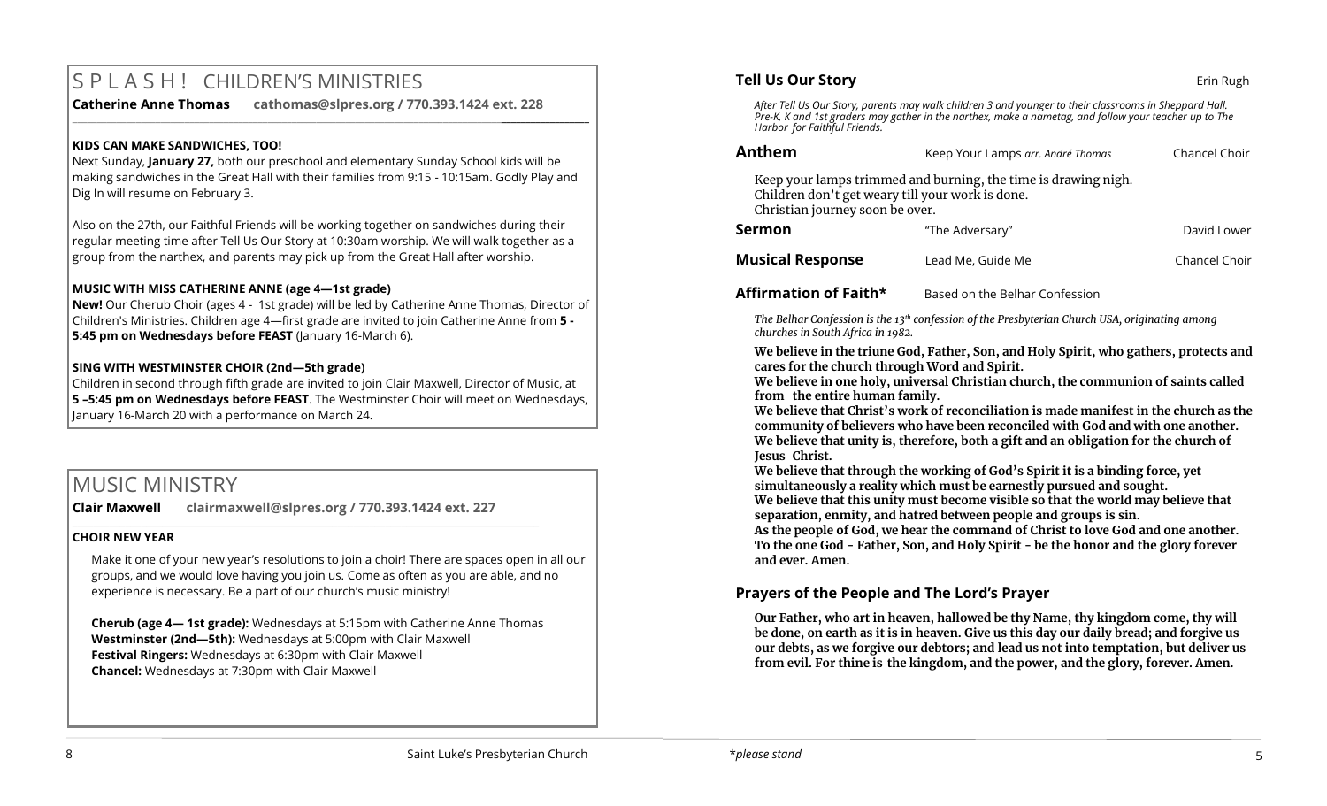# S P L A S H ! CHILDREN'S MINISTRIES

**Catherine Anne Thomas** **cathomas@slpres.org / 770.393.1424 ext. 228**

### KIDS CAN MAKE SANDWICHES, TOO!

Next Sunday, **January 27,** both our preschool and elementary Sunday School kids will be making sandwiches in the Great Hall with their families from 9:15 - 10:15am. Godly Play and Dig In will resume on February 3.

Also on the 27th, our Faithful Friends will be working together on sandwiches during their regular meeting time after Tell Us Our Story at 10:30am worship. We will walk together as a group from the narthex, and parents may pick up from the Great Hall after worship.

### MUSIC WITH MISS CATHERINE ANNE (age 4—1st grade)

**New!** Our Cherub Choir (ages 4 - 1st grade) will be led by Catherine Anne Thomas, Director of Children's Ministries. Children age 4—first grade are invited to join Catherine Anne from **5 - 5:45 pm on Wednesdays before FEAST** (January 16-March 6).

### SING WITH WESTMINSTER CHOIR (2nd—5th grade)

Children in second through fifth grade are invited to join Clair Maxwell, Director of Music, at **5 –5:45 pm on Wednesdays before FEAST**. The Westminster Choir will meet on Wednesdays, January 16-March 20 with a performance on March 24.

# MUSIC MINISTRY

**Clair Maxwell** **clairmaxwell@slpres.org / 770.393.1424 ext. 227**

### CHOIR NEW YEAR

Make it one of your new year's resolutions to join a choir! There are spaces open in all our groups, and we would love having you join us. Come as often as you are able, and no experience is necessary. Be a part of our church's music ministry!

**Cherub (age 4— 1st grade):** Wednesdays at 5:15pm with Catherine Anne Thomas
**Westminster (2nd—5th):** Wednesdays at 5:00pm with Clair Maxwell
**Festival Ringers:** Wednesdays at 6:30pm with Clair Maxwell
**Chancel:** Wednesdays at 7:30pm with Clair Maxwell

**Tell Us Our Story** Erin Rugh

*After Tell Us Our Story, parents may walk children 3 and younger to their classrooms in Sheppard Hall. Pre-K, K and 1st graders may gather in the narthex, make a nametag, and follow your teacher up to The Harbor for Faithful Friends.*

**Anthem** Keep Your Lamps *arr. André Thomas* Chancel Choir

Keep your lamps trimmed and burning, the time is drawing nigh.
Children don't get weary till your work is done.
Christian journey soon be over.

**Sermon** "The Adversary" David Lower

**Musical Response** Lead Me, Guide Me Chancel Choir

**Affirmation of Faith*** Based on the Belhar Confession

*The Belhar Confession is the 13th confession of the Presbyterian Church USA, originating among churches in South Africa in 1982.*

**We believe in the triune God, Father, Son, and Holy Spirit, who gathers, protects and cares for the church through Word and Spirit.**
**We believe in one holy, universal Christian church, the communion of saints called from the entire human family.**
**We believe that Christ's work of reconciliation is made manifest in the church as the community of believers who have been reconciled with God and with one another.**
**We believe that unity is, therefore, both a gift and an obligation for the church of Jesus Christ.**
**We believe that through the working of God's Spirit it is a binding force, yet simultaneously a reality which must be earnestly pursued and sought.**
**We believe that this unity must become visible so that the world may believe that separation, enmity, and hatred between people and groups is sin.**
**As the people of God, we hear the command of Christ to love God and one another.**
**To the one God - Father, Son, and Holy Spirit - be the honor and the glory forever and ever. Amen.**

**Prayers of the People and The Lord's Prayer**

**Our Father, who art in heaven, hallowed be thy Name, thy kingdom come, thy will be done, on earth as it is in heaven. Give us this day our daily bread; and forgive us our debts, as we forgive our debtors; and lead us not into temptation, but deliver us from evil. For thine is the kingdom, and the power, and the glory, forever. Amen.**

*please stand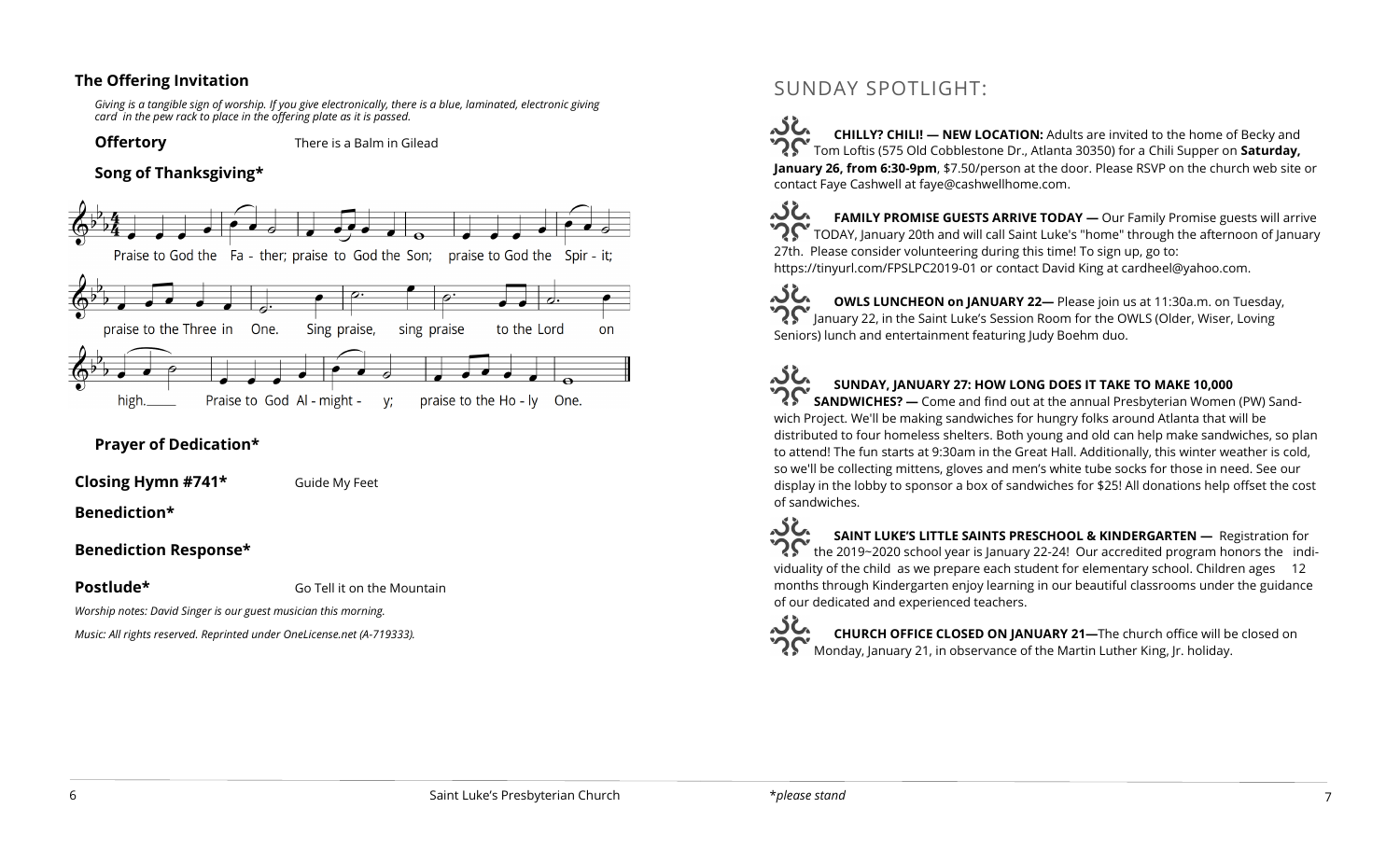**The Offering Invitation**

*Giving is a tangible sign of worship. If you give electronically, there is a blue, laminated, electronic giving card in the pew rack to place in the offering plate as it is passed.*

**Offertory** There is a Balm in Gilead

**Song of Thanksgiving***

Praise to God the Fa - ther; praise to God the Son; praise to God the Spir - it;

praise to the Three in One. Sing praise, sing praise to the Lord on

high. Praise to God Al - might - y; praise to the Ho - ly One.

**Prayer of Dedication***

**Closing Hymn #741*** Guide My Feet

**Benediction***

**Benediction Response***

**Postlude*** Go Tell it on the Mountain

*Worship notes: David Singer is our guest musician this morning.*

*Music: All rights reserved. Reprinted under OneLicense.net (A-719333).*

*\*please stand*

## SUNDAY SPOTLIGHT:

**CHILLY? CHILI! — NEW LOCATION:** Adults are invited to the home of Becky and Tom Loftis (575 Old Cobblestone Dr., Atlanta 30350) for a Chili Supper on **Saturday, January 26, from 6:30-9pm**, $7.50/person at the door. Please RSVP on the church web site or contact Faye Cashwell at faye@cashwellhome.com.

**FAMILY PROMISE GUESTS ARRIVE TODAY —** Our Family Promise guests will arrive TODAY, January 20th and will call Saint Luke's "home" through the afternoon of January 27th. Please consider volunteering during this time! To sign up, go to: https://tinyurl.com/FPSLPC2019-01 or contact David King at cardheel@yahoo.com.

**OWLS LUNCHEON on JANUARY 22—** Please join us at 11:30a.m. on Tuesday, January 22, in the Saint Luke's Session Room for the OWLS (Older, Wiser, Loving Seniors) lunch and entertainment featuring Judy Boehm duo.

**SUNDAY, JANUARY 27: HOW LONG DOES IT TAKE TO MAKE 10,000 SANDWICHES? —** Come and find out at the annual Presbyterian Women (PW) Sandwich Project. We'll be making sandwiches for hungry folks around Atlanta that will be distributed to four homeless shelters. Both young and old can help make sandwiches, so plan to attend! The fun starts at 9:30am in the Great Hall. Additionally, this winter weather is cold, so we'll be collecting mittens, gloves and men's white tube socks for those in need. See our display in the lobby to sponsor a box of sandwiches for $25! All donations help offset the cost of sandwiches.

**SAINT LUKE'S LITTLE SAINTS PRESCHOOL & KINDERGARTEN —** Registration for the 2019~2020 school year is January 22-24! Our accredited program honors the individuality of the child as we prepare each student for elementary school. Children ages 12 months through Kindergarten enjoy learning in our beautiful classrooms under the guidance of our dedicated and experienced teachers.

**CHURCH OFFICE CLOSED ON JANUARY 21—**The church office will be closed on Monday, January 21, in observance of the Martin Luther King, Jr. holiday.